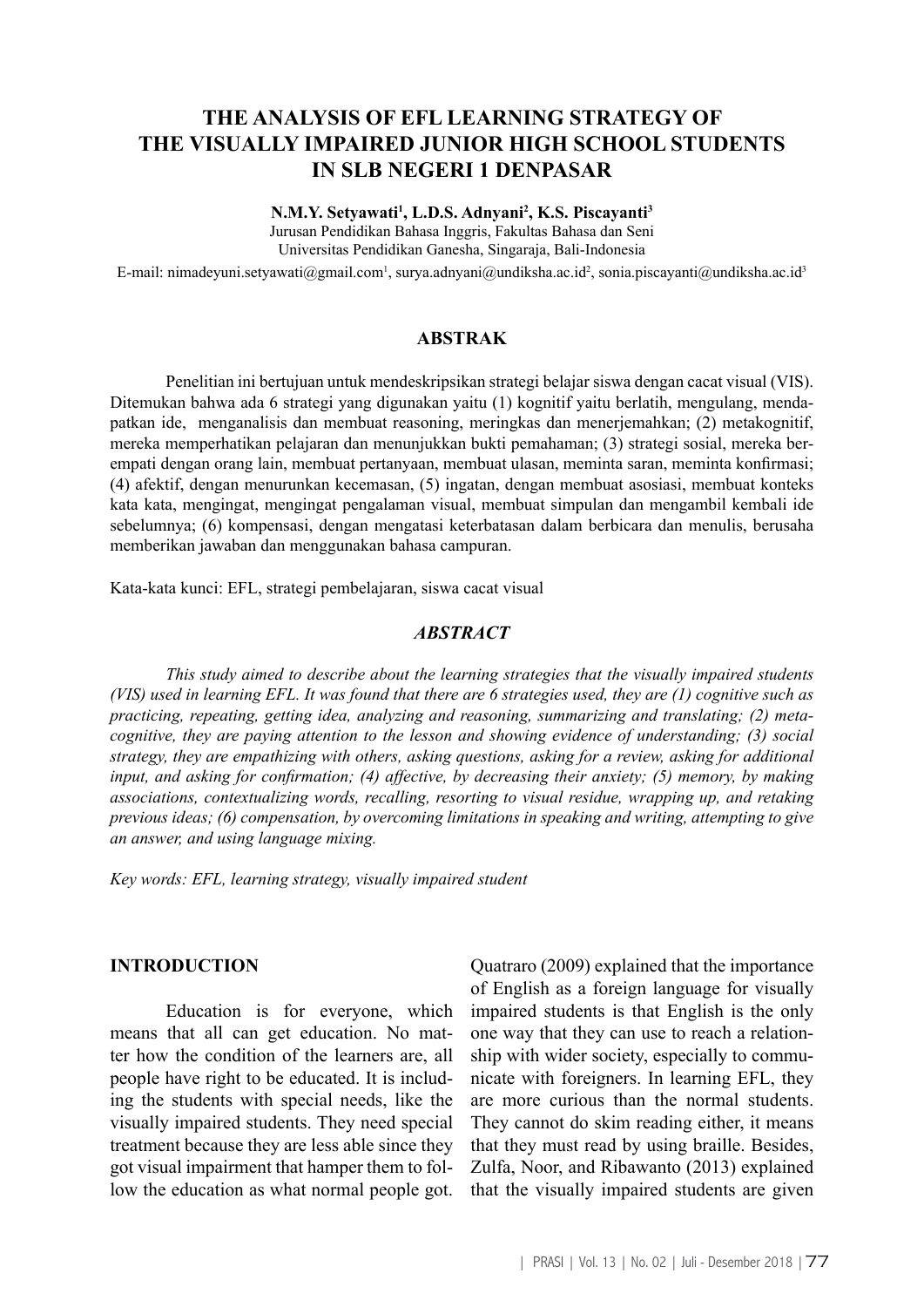# THE ANALYSIS OF EFL LEARNING STRATEGY OF THE VISUALLY IMPAIRED JUNIOR HIGH SCHOOL STUDENTS IN SLB NEGERI 1 DENPASAR

**N.M.Y. Setyawati[1], L.D.S. Adnyani[2], K.S. Piscayanti[3]**

Jurusan Pendidikan Bahasa Inggris, Fakultas Bahasa dan Seni
Universitas Pendidikan Ganesha, Singaraja, Bali-Indonesia

E-mail: nimadeyuni.setyawati@gmail.com[1], surya.adnyani@undiksha.ac.id[2], sonia.piscayanti@undiksha.ac.id[3]

## ABSTRAK

Penelitian ini bertujuan untuk mendeskripsikan strategi belajar siswa dengan cacat visual (VIS). Ditemukan bahwa ada 6 strategi yang digunakan yaitu (1) kognitif yaitu berlatih, mengulang, mendapatkan ide, menganalisis dan membuat reasoning, meringkas dan menerjemahkan; (2) metakognitif, mereka memperhatikan pelajaran dan menunjukkan bukti pemahaman; (3) strategi sosial, mereka berempati dengan orang lain, membuat pertanyaan, membuat ulasan, meminta saran, meminta konfirmasi; (4) afektif, dengan menurunkan kecemasan, (5) ingatan, dengan membuat asosiasi, membuat konteks kata kata, mengingat, mengingat pengalaman visual, membuat simpulan dan mengambil kembali ide sebelumnya; (6) kompensasi, dengan mengatasi keterbatasan dalam berbicara dan menulis, berusaha memberikan jawaban dan menggunakan bahasa campuran.

Kata-kata kunci: EFL, strategi pembelajaran, siswa cacat visual

## *ABSTRACT*

*This study aimed to describe about the learning strategies that the visually impaired students (VIS) used in learning EFL. It was found that there are 6 strategies used, they are (1) cognitive such as practicing, repeating, getting idea, analyzing and reasoning, summarizing and translating; (2) metacognitive, they are paying attention to the lesson and showing evidence of understanding; (3) social strategy, they are empathizing with others, asking questions, asking for a review, asking for additional input, and asking for confirmation; (4) affective, by decreasing their anxiety; (5) memory, by making associations, contextualizing words, recalling, resorting to visual residue, wrapping up, and retaking previous ideas; (6) compensation, by overcoming limitations in speaking and writing, attempting to give an answer, and using language mixing.*

*Key words: EFL, learning strategy, visually impaired student*

## INTRODUCTION

Education is for everyone, which means that all can get education. No matter how the condition of the learners are, all people have right to be educated. It is including the students with special needs, like the visually impaired students. They need special treatment because they are less able since they got visual impairment that hamper them to follow the education as what normal people got. Quatraro (2009) explained that the importance of English as a foreign language for visually impaired students is that English is the only one way that they can use to reach a relationship with wider society, especially to communicate with foreigners. In learning EFL, they are more curious than the normal students. They cannot do skim reading either, it means that they must read by using braille. Besides, Zulfa, Noor, and Ribawanto (2013) explained that the visually impaired students are given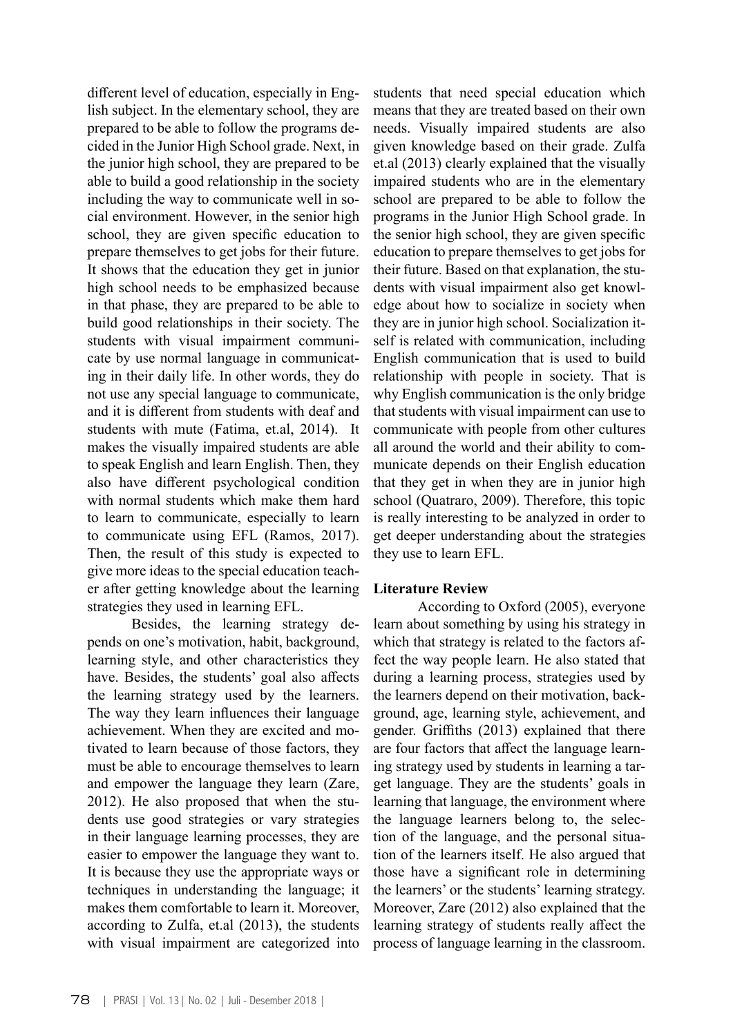different level of education, especially in English subject. In the elementary school, they are prepared to be able to follow the programs decided in the Junior High School grade. Next, in the junior high school, they are prepared to be able to build a good relationship in the society including the way to communicate well in social environment. However, in the senior high school, they are given specific education to prepare themselves to get jobs for their future. It shows that the education they get in junior high school needs to be emphasized because in that phase, they are prepared to be able to build good relationships in their society. The students with visual impairment communicate by use normal language in communicating in their daily life. In other words, they do not use any special language to communicate, and it is different from students with deaf and students with mute (Fatima, et.al, 2014). It makes the visually impaired students are able to speak English and learn English. Then, they also have different psychological condition with normal students which make them hard to learn to communicate, especially to learn to communicate using EFL (Ramos, 2017). Then, the result of this study is expected to give more ideas to the special education teacher after getting knowledge about the learning strategies they used in learning EFL.

Besides, the learning strategy depends on one's motivation, habit, background, learning style, and other characteristics they have. Besides, the students' goal also affects the learning strategy used by the learners. The way they learn influences their language achievement. When they are excited and motivated to learn because of those factors, they must be able to encourage themselves to learn and empower the language they learn (Zare, 2012). He also proposed that when the students use good strategies or vary strategies in their language learning processes, they are easier to empower the language they want to. It is because they use the appropriate ways or techniques in understanding the language; it makes them comfortable to learn it. Moreover, according to Zulfa, et.al (2013), the students with visual impairment are categorized into students that need special education which means that they are treated based on their own needs. Visually impaired students are also given knowledge based on their grade. Zulfa et.al (2013) clearly explained that the visually impaired students who are in the elementary school are prepared to be able to follow the programs in the Junior High School grade. In the senior high school, they are given specific education to prepare themselves to get jobs for their future. Based on that explanation, the students with visual impairment also get knowledge about how to socialize in society when they are in junior high school. Socialization itself is related with communication, including English communication that is used to build relationship with people in society. That is why English communication is the only bridge that students with visual impairment can use to communicate with people from other cultures all around the world and their ability to communicate depends on their English education that they get in when they are in junior high school (Quatraro, 2009). Therefore, this topic is really interesting to be analyzed in order to get deeper understanding about the strategies they use to learn EFL.

## Literature Review

According to Oxford (2005), everyone learn about something by using his strategy in which that strategy is related to the factors affect the way people learn. He also stated that during a learning process, strategies used by the learners depend on their motivation, background, age, learning style, achievement, and gender. Griffiths (2013) explained that there are four factors that affect the language learning strategy used by students in learning a target language. They are the students' goals in learning that language, the environment where the language learners belong to, the selection of the language, and the personal situation of the learners itself. He also argued that those have a significant role in determining the learners' or the students' learning strategy. Moreover, Zare (2012) also explained that the learning strategy of students really affect the process of language learning in the classroom.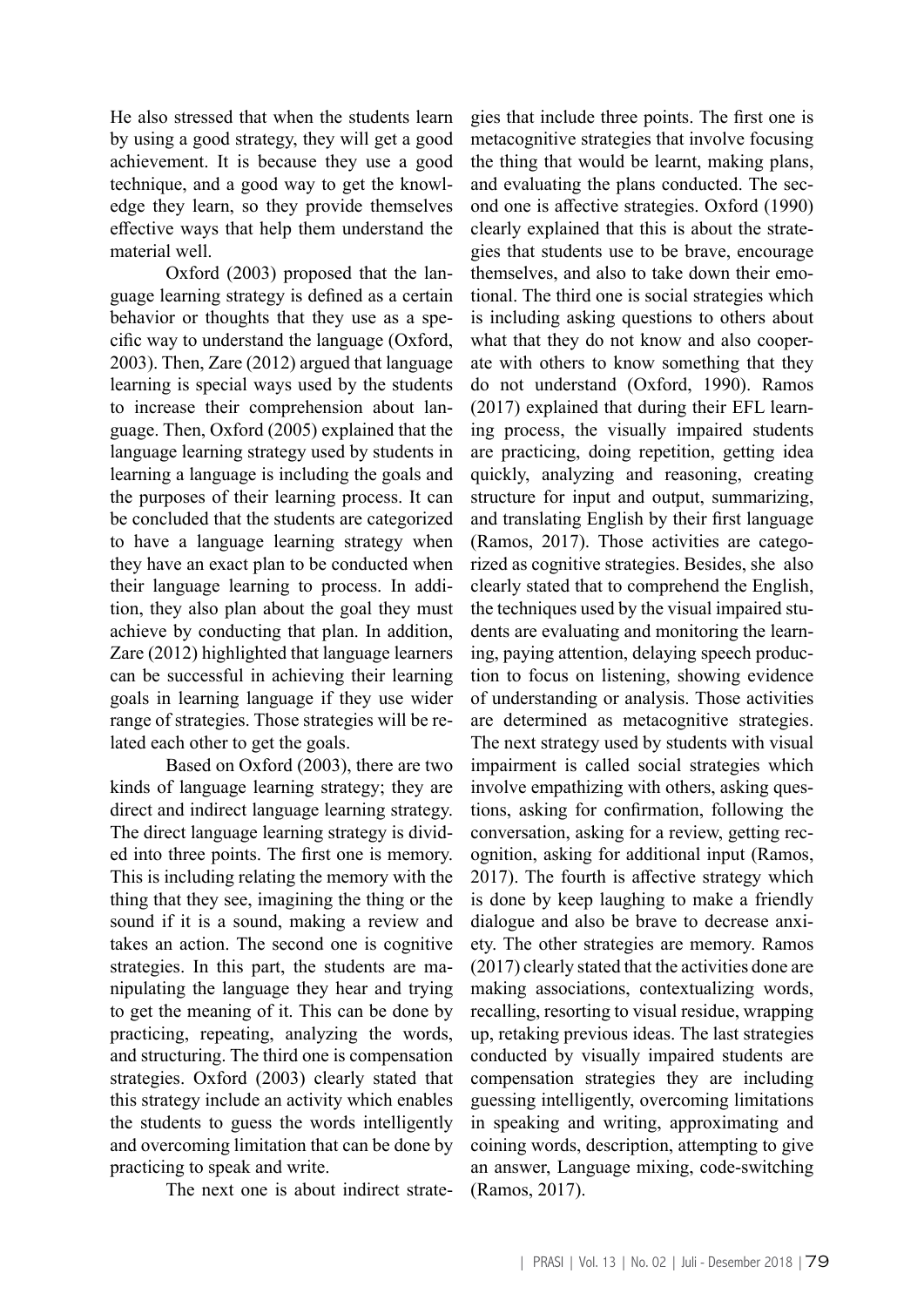He also stressed that when the students learn by using a good strategy, they will get a good achievement. It is because they use a good technique, and a good way to get the knowledge they learn, so they provide themselves effective ways that help them understand the material well.

Oxford (2003) proposed that the language learning strategy is defined as a certain behavior or thoughts that they use as a specific way to understand the language (Oxford, 2003). Then, Zare (2012) argued that language learning is special ways used by the students to increase their comprehension about language. Then, Oxford (2005) explained that the language learning strategy used by students in learning a language is including the goals and the purposes of their learning process. It can be concluded that the students are categorized to have a language learning strategy when they have an exact plan to be conducted when their language learning to process. In addition, they also plan about the goal they must achieve by conducting that plan. In addition, Zare (2012) highlighted that language learners can be successful in achieving their learning goals in learning language if they use wider range of strategies. Those strategies will be related each other to get the goals.

Based on Oxford (2003), there are two kinds of language learning strategy; they are direct and indirect language learning strategy. The direct language learning strategy is divided into three points. The first one is memory. This is including relating the memory with the thing that they see, imagining the thing or the sound if it is a sound, making a review and takes an action. The second one is cognitive strategies. In this part, the students are manipulating the language they hear and trying to get the meaning of it. This can be done by practicing, repeating, analyzing the words, and structuring. The third one is compensation strategies. Oxford (2003) clearly stated that this strategy include an activity which enables the students to guess the words intelligently and overcoming limitation that can be done by practicing to speak and write.

The next one is about indirect strategies that include three points. The first one is metacognitive strategies that involve focusing the thing that would be learnt, making plans, and evaluating the plans conducted. The second one is affective strategies. Oxford (1990) clearly explained that this is about the strategies that students use to be brave, encourage themselves, and also to take down their emotional. The third one is social strategies which is including asking questions to others about what that they do not know and also cooperate with others to know something that they do not understand (Oxford, 1990). Ramos (2017) explained that during their EFL learning process, the visually impaired students are practicing, doing repetition, getting idea quickly, analyzing and reasoning, creating structure for input and output, summarizing, and translating English by their first language (Ramos, 2017). Those activities are categorized as cognitive strategies. Besides, she also clearly stated that to comprehend the English, the techniques used by the visual impaired students are evaluating and monitoring the learning, paying attention, delaying speech production to focus on listening, showing evidence of understanding or analysis. Those activities are determined as metacognitive strategies. The next strategy used by students with visual impairment is called social strategies which involve empathizing with others, asking questions, asking for confirmation, following the conversation, asking for a review, getting recognition, asking for additional input (Ramos, 2017). The fourth is affective strategy which is done by keep laughing to make a friendly dialogue and also be brave to decrease anxiety. The other strategies are memory. Ramos (2017) clearly stated that the activities done are making associations, contextualizing words, recalling, resorting to visual residue, wrapping up, retaking previous ideas. The last strategies conducted by visually impaired students are compensation strategies they are including guessing intelligently, overcoming limitations in speaking and writing, approximating and coining words, description, attempting to give an answer, Language mixing, code-switching (Ramos, 2017).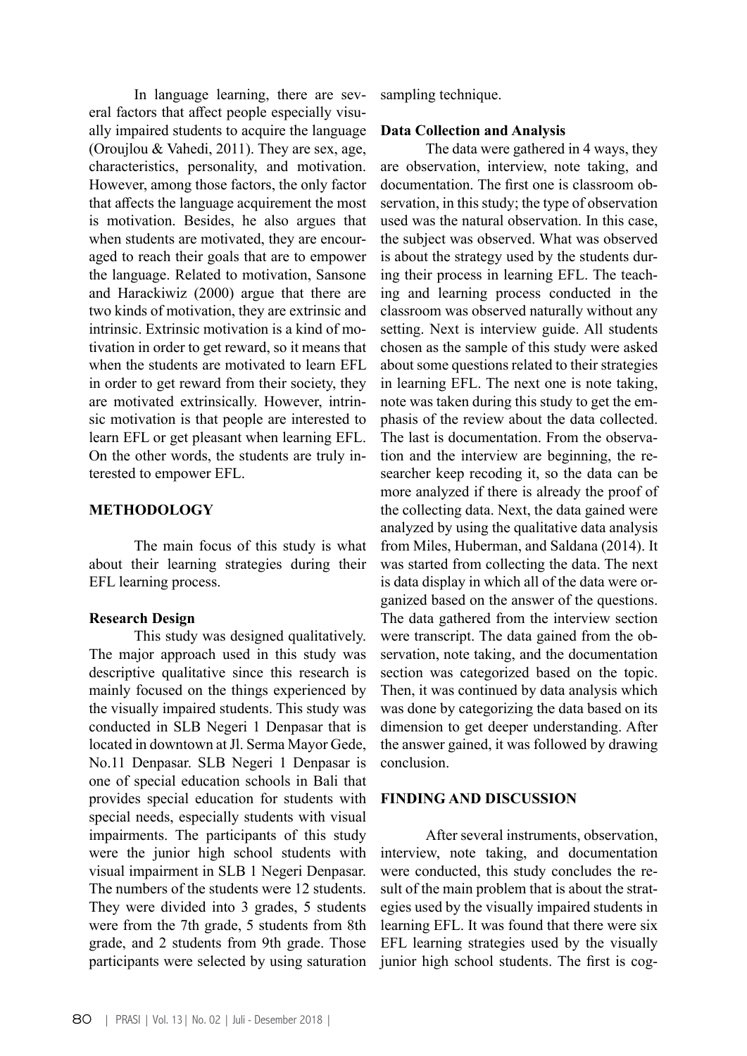In language learning, there are several factors that affect people especially visually impaired students to acquire the language (Oroujlou & Vahedi, 2011). They are sex, age, characteristics, personality, and motivation. However, among those factors, the only factor that affects the language acquirement the most is motivation. Besides, he also argues that when students are motivated, they are encouraged to reach their goals that are to empower the language. Related to motivation, Sansone and Harackiwiz (2000) argue that there are two kinds of motivation, they are extrinsic and intrinsic. Extrinsic motivation is a kind of motivation in order to get reward, so it means that when the students are motivated to learn EFL in order to get reward from their society, they are motivated extrinsically. However, intrinsic motivation is that people are interested to learn EFL or get pleasant when learning EFL. On the other words, the students are truly interested to empower EFL.

## METHODOLOGY

The main focus of this study is what about their learning strategies during their EFL learning process.

### Research Design

This study was designed qualitatively. The major approach used in this study was descriptive qualitative since this research is mainly focused on the things experienced by the visually impaired students. This study was conducted in SLB Negeri 1 Denpasar that is located in downtown at Jl. Serma Mayor Gede, No.11 Denpasar. SLB Negeri 1 Denpasar is one of special education schools in Bali that provides special education for students with special needs, especially students with visual impairments. The participants of this study were the junior high school students with visual impairment in SLB 1 Negeri Denpasar. The numbers of the students were 12 students. They were divided into 3 grades, 5 students were from the 7th grade, 5 students from 8th grade, and 2 students from 9th grade. Those participants were selected by using saturation sampling technique.

### Data Collection and Analysis

The data were gathered in 4 ways, they are observation, interview, note taking, and documentation. The first one is classroom observation, in this study; the type of observation used was the natural observation. In this case, the subject was observed. What was observed is about the strategy used by the students during their process in learning EFL. The teaching and learning process conducted in the classroom was observed naturally without any setting. Next is interview guide. All students chosen as the sample of this study were asked about some questions related to their strategies in learning EFL. The next one is note taking, note was taken during this study to get the emphasis of the review about the data collected. The last is documentation. From the observation and the interview are beginning, the researcher keep recoding it, so the data can be more analyzed if there is already the proof of the collecting data. Next, the data gained were analyzed by using the qualitative data analysis from Miles, Huberman, and Saldana (2014). It was started from collecting the data. The next is data display in which all of the data were organized based on the answer of the questions. The data gathered from the interview section were transcript. The data gained from the observation, note taking, and the documentation section was categorized based on the topic. Then, it was continued by data analysis which was done by categorizing the data based on its dimension to get deeper understanding. After the answer gained, it was followed by drawing conclusion.

## FINDING AND DISCUSSION

After several instruments, observation, interview, note taking, and documentation were conducted, this study concludes the result of the main problem that is about the strategies used by the visually impaired students in learning EFL. It was found that there were six EFL learning strategies used by the visually junior high school students. The first is cog-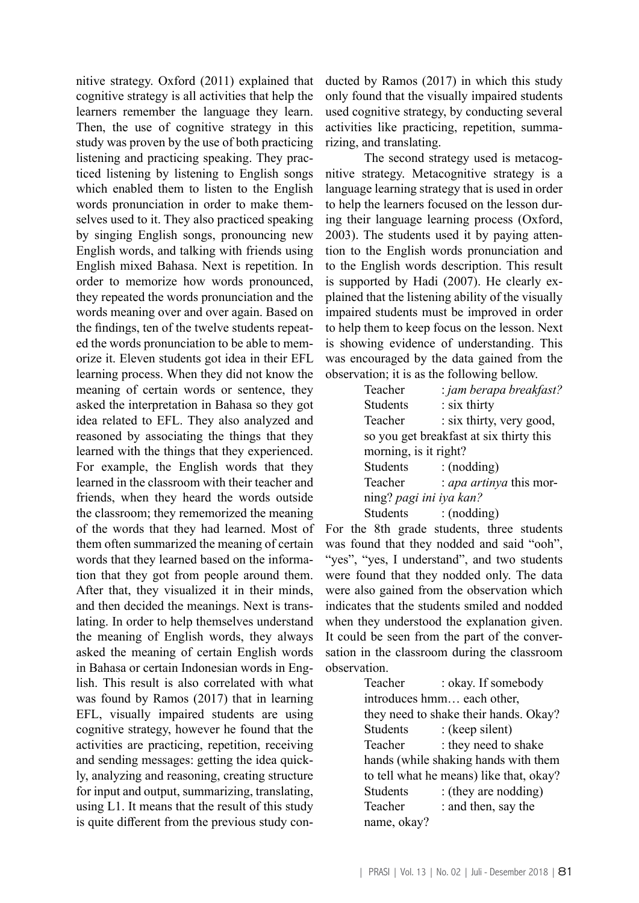nitive strategy. Oxford (2011) explained that cognitive strategy is all activities that help the learners remember the language they learn. Then, the use of cognitive strategy in this study was proven by the use of both practicing listening and practicing speaking. They practiced listening by listening to English songs which enabled them to listen to the English words pronunciation in order to make themselves used to it. They also practiced speaking by singing English songs, pronouncing new English words, and talking with friends using English mixed Bahasa. Next is repetition. In order to memorize how words pronounced, they repeated the words pronunciation and the words meaning over and over again. Based on the findings, ten of the twelve students repeated the words pronunciation to be able to memorize it. Eleven students got idea in their EFL learning process. When they did not know the meaning of certain words or sentence, they asked the interpretation in Bahasa so they got idea related to EFL. They also analyzed and reasoned by associating the things that they learned with the things that they experienced. For example, the English words that they learned in the classroom with their teacher and friends, when they heard the words outside the classroom; they rememorized the meaning of the words that they had learned. Most of them often summarized the meaning of certain words that they learned based on the information that they got from people around them. After that, they visualized it in their minds, and then decided the meanings. Next is translating. In order to help themselves understand the meaning of English words, they always asked the meaning of certain English words in Bahasa or certain Indonesian words in English. This result is also correlated with what was found by Ramos (2017) that in learning EFL, visually impaired students are using cognitive strategy, however he found that the activities are practicing, repetition, receiving and sending messages: getting the idea quickly, analyzing and reasoning, creating structure for input and output, summarizing, translating, using L1. It means that the result of this study is quite different from the previous study conducted by Ramos (2017) in which this study only found that the visually impaired students used cognitive strategy, by conducting several activities like practicing, repetition, summarizing, and translating.

The second strategy used is metacognitive strategy. Metacognitive strategy is a language learning strategy that is used in order to help the learners focused on the lesson during their language learning process (Oxford, 2003). The students used it by paying attention to the English words pronunciation and to the English words description. This result is supported by Hadi (2007). He clearly explained that the listening ability of the visually impaired students must be improved in order to help them to keep focus on the lesson. Next is showing evidence of understanding. This was encouraged by the data gained from the observation; it is as the following bellow.

> Teacher : *jam berapa breakfast?*
> Students : six thirty
> Teacher : six thirty, very good, so you get breakfast at six thirty this morning, is it right?
> Students : (nodding)
> Teacher : *apa artinya* this morning? *pagi ini iya kan?*
> Students : (nodding)

For the 8th grade students, three students was found that they nodded and said "ooh", "yes", "yes, I understand", and two students were found that they nodded only. The data were also gained from the observation which indicates that the students smiled and nodded when they understood the explanation given. It could be seen from the part of the conversation in the classroom during the classroom observation.

> Teacher : okay. If somebody introduces hmm… each other, they need to shake their hands. Okay?
> Students : (keep silent)
> Teacher : they need to shake hands (while shaking hands with them to tell what he means) like that, okay?
> Students : (they are nodding)
> Teacher : and then, say the name, okay?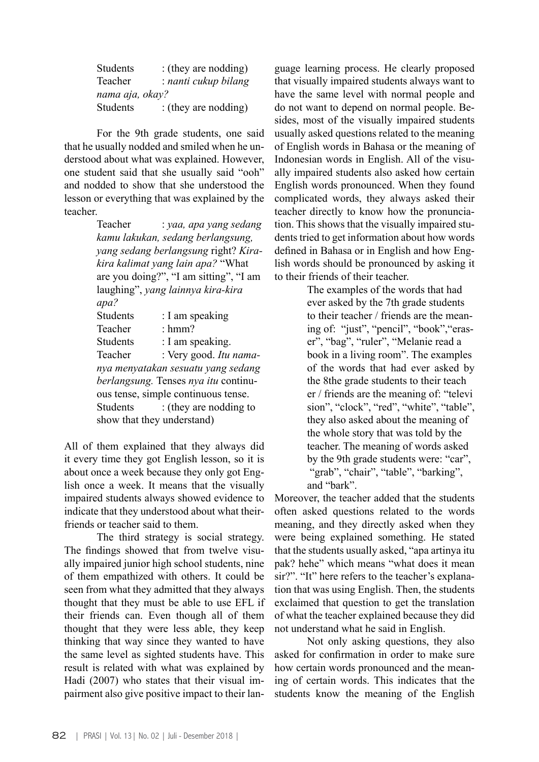Students : (they are nodding)
Teacher : *nanti cukup bilang nama aja, okay?*
Students : (they are nodding)

For the 9th grade students, one said that he usually nodded and smiled when he understood about what was explained. However, one student said that she usually said "ooh" and nodded to show that she understood the lesson or everything that was explained by the teacher.

> Teacher : *yaa, apa yang sedang kamu lakukan, sedang berlangsung, yang sedang berlangsung* right? *Kira-kira kalimat yang lain apa?* "What are you doing?", "I am sitting", "I am laughing", *yang lainnya kira-kira apa?*
> Students : I am speaking
> Teacher : hmm?
> Students : I am speaking.
> Teacher : Very good. *Itu namanya menyatakan sesuatu yang sedang berlangsung.* Tenses *nya itu* continuous tense, simple continuous tense.
> Students : (they are nodding to show that they understand)

All of them explained that they always did it every time they got English lesson, so it is about once a week because they only got English once a week. It means that the visually impaired students always showed evidence to indicate that they understood about what theirfriends or teacher said to them.

The third strategy is social strategy. The findings showed that from twelve visually impaired junior high school students, nine of them empathized with others. It could be seen from what they admitted that they always thought that they must be able to use EFL if their friends can. Even though all of them thought that they were less able, they keep thinking that way since they wanted to have the same level as sighted students have. This result is related with what was explained by Hadi (2007) who states that their visual impairment also give positive impact to their language learning process. He clearly proposed that visually impaired students always want to have the same level with normal people and do not want to depend on normal people. Besides, most of the visually impaired students usually asked questions related to the meaning of English words in Bahasa or the meaning of Indonesian words in English. All of the visually impaired students also asked how certain English words pronounced. When they found complicated words, they always asked their teacher directly to know how the pronunciation. This shows that the visually impaired students tried to get information about how words defined in Bahasa or in English and how English words should be pronounced by asking it to their friends of their teacher.

> The examples of the words that had ever asked by the 7th grade students to their teacher / friends are the meaning of: "just", "pencil", "book","eraser", "bag", "ruler", "Melanie read a book in a living room". The examples of the words that had ever asked by the 8the grade students to their teacher / friends are the meaning of: "television", "clock", "red", "white", "table", they also asked about the meaning of the whole story that was told by the teacher. The meaning of words asked by the 9th grade students were: "car", "grab", "chair", "table", "barking", and "bark".

Moreover, the teacher added that the students often asked questions related to the words meaning, and they directly asked when they were being explained something. He stated that the students usually asked, "apa artinya itu pak? hehe" which means "what does it mean sir?". "It" here refers to the teacher's explanation that was using English. Then, the students exclaimed that question to get the translation of what the teacher explained because they did not understand what he said in English.

Not only asking questions, they also asked for confirmation in order to make sure how certain words pronounced and the meaning of certain words. This indicates that the students know the meaning of the English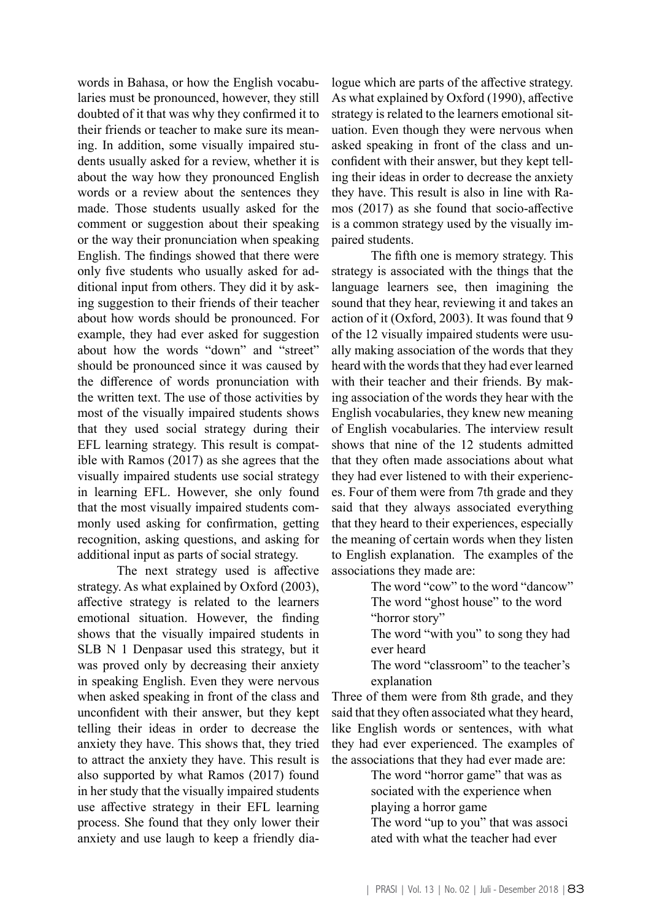words in Bahasa, or how the English vocabularies must be pronounced, however, they still doubted of it that was why they confirmed it to their friends or teacher to make sure its meaning. In addition, some visually impaired students usually asked for a review, whether it is about the way how they pronounced English words or a review about the sentences they made. Those students usually asked for the comment or suggestion about their speaking or the way their pronunciation when speaking English. The findings showed that there were only five students who usually asked for additional input from others. They did it by asking suggestion to their friends of their teacher about how words should be pronounced. For example, they had ever asked for suggestion about how the words "down" and "street" should be pronounced since it was caused by the difference of words pronunciation with the written text. The use of those activities by most of the visually impaired students shows that they used social strategy during their EFL learning strategy. This result is compatible with Ramos (2017) as she agrees that the visually impaired students use social strategy in learning EFL. However, she only found that the most visually impaired students commonly used asking for confirmation, getting recognition, asking questions, and asking for additional input as parts of social strategy.

The next strategy used is affective strategy. As what explained by Oxford (2003), affective strategy is related to the learners emotional situation. However, the finding shows that the visually impaired students in SLB N 1 Denpasar used this strategy, but it was proved only by decreasing their anxiety in speaking English. Even they were nervous when asked speaking in front of the class and unconfident with their answer, but they kept telling their ideas in order to decrease the anxiety they have. This shows that, they tried to attract the anxiety they have. This result is also supported by what Ramos (2017) found in her study that the visually impaired students use affective strategy in their EFL learning process. She found that they only lower their anxiety and use laugh to keep a friendly dialogue which are parts of the affective strategy. As what explained by Oxford (1990), affective strategy is related to the learners emotional situation. Even though they were nervous when asked speaking in front of the class and unconfident with their answer, but they kept telling their ideas in order to decrease the anxiety they have. This result is also in line with Ramos (2017) as she found that socio-affective is a common strategy used by the visually impaired students.

The fifth one is memory strategy. This strategy is associated with the things that the language learners see, then imagining the sound that they hear, reviewing it and takes an action of it (Oxford, 2003). It was found that 9 of the 12 visually impaired students were usually making association of the words that they heard with the words that they had ever learned with their teacher and their friends. By making association of the words they hear with the English vocabularies, they knew new meaning of English vocabularies. The interview result shows that nine of the 12 students admitted that they often made associations about what they had ever listened to with their experiences. Four of them were from 7th grade and they said that they always associated everything that they heard to their experiences, especially the meaning of certain words when they listen to English explanation. The examples of the associations they made are:

> The word "cow" to the word "dancow"
> The word "ghost house" to the word "horror story"
> The word "with you" to song they had ever heard
> The word "classroom" to the teacher's explanation

Three of them were from 8th grade, and they said that they often associated what they heard, like English words or sentences, with what they had ever experienced. The examples of the associations that they had ever made are:

> The word "horror game" that was associated with the experience when playing a horror game
> The word "up to you" that was associated with what the teacher had ever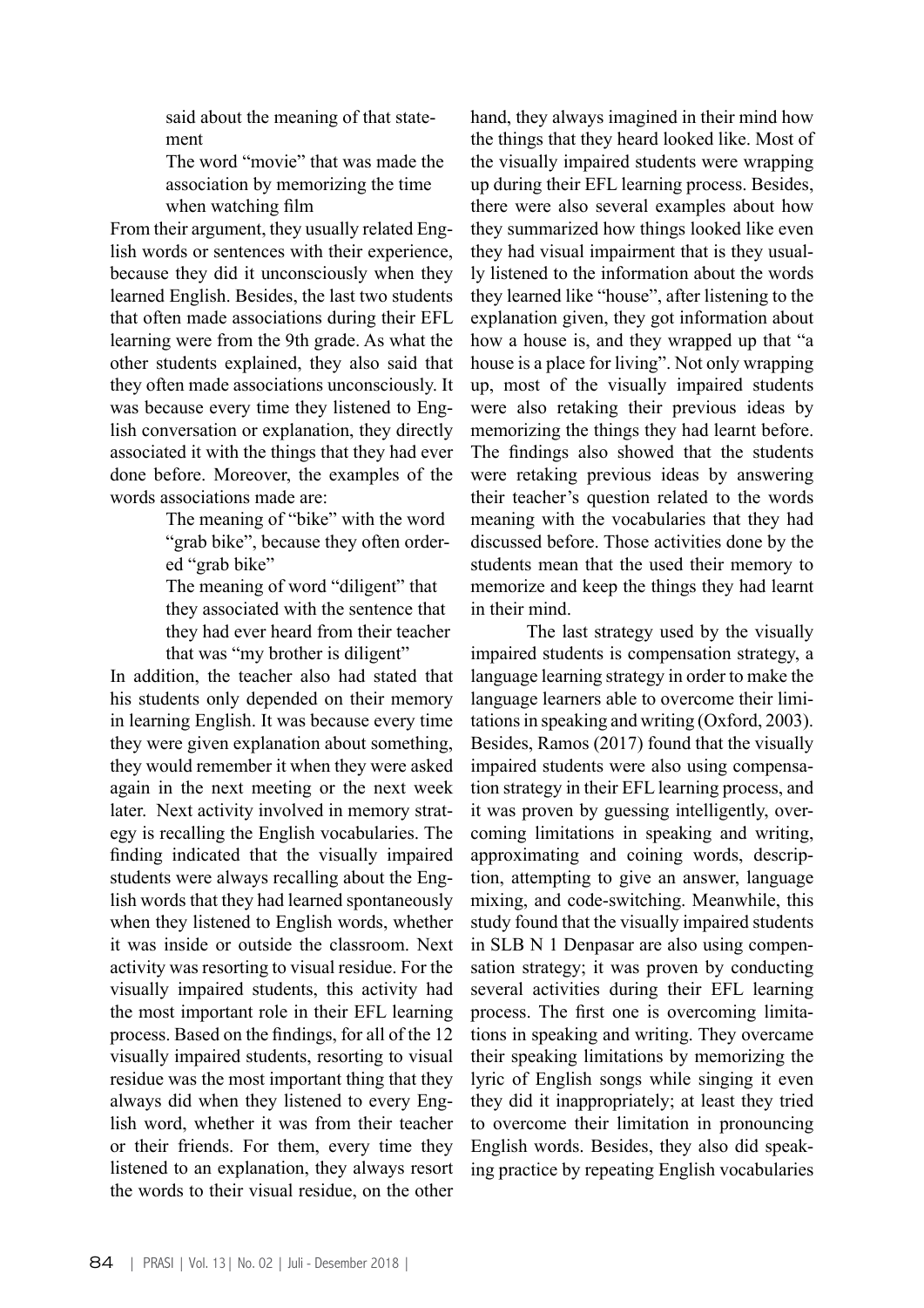said about the meaning of that statement

The word "movie" that was made the association by memorizing the time when watching film

From their argument, they usually related English words or sentences with their experience, because they did it unconsciously when they learned English. Besides, the last two students that often made associations during their EFL learning were from the 9th grade. As what the other students explained, they also said that they often made associations unconsciously. It was because every time they listened to English conversation or explanation, they directly associated it with the things that they had ever done before. Moreover, the examples of the words associations made are:

The meaning of "bike" with the word "grab bike", because they often ordered "grab bike"

The meaning of word "diligent" that they associated with the sentence that they had ever heard from their teacher that was "my brother is diligent"

In addition, the teacher also had stated that his students only depended on their memory in learning English. It was because every time they were given explanation about something, they would remember it when they were asked again in the next meeting or the next week later. Next activity involved in memory strategy is recalling the English vocabularies. The finding indicated that the visually impaired students were always recalling about the English words that they had learned spontaneously when they listened to English words, whether it was inside or outside the classroom. Next activity was resorting to visual residue. For the visually impaired students, this activity had the most important role in their EFL learning process. Based on the findings, for all of the 12 visually impaired students, resorting to visual residue was the most important thing that they always did when they listened to every English word, whether it was from their teacher or their friends. For them, every time they listened to an explanation, they always resort the words to their visual residue, on the other hand, they always imagined in their mind how the things that they heard looked like. Most of the visually impaired students were wrapping up during their EFL learning process. Besides, there were also several examples about how they summarized how things looked like even they had visual impairment that is they usually listened to the information about the words they learned like "house", after listening to the explanation given, they got information about how a house is, and they wrapped up that "a house is a place for living". Not only wrapping up, most of the visually impaired students were also retaking their previous ideas by memorizing the things they had learnt before. The findings also showed that the students were retaking previous ideas by answering their teacher's question related to the words meaning with the vocabularies that they had discussed before. Those activities done by the students mean that the used their memory to memorize and keep the things they had learnt in their mind.

The last strategy used by the visually impaired students is compensation strategy, a language learning strategy in order to make the language learners able to overcome their limitations in speaking and writing (Oxford, 2003). Besides, Ramos (2017) found that the visually impaired students were also using compensation strategy in their EFL learning process, and it was proven by guessing intelligently, overcoming limitations in speaking and writing, approximating and coining words, description, attempting to give an answer, language mixing, and code-switching. Meanwhile, this study found that the visually impaired students in SLB N 1 Denpasar are also using compensation strategy; it was proven by conducting several activities during their EFL learning process. The first one is overcoming limitations in speaking and writing. They overcame their speaking limitations by memorizing the lyric of English songs while singing it even they did it inappropriately; at least they tried to overcome their limitation in pronouncing English words. Besides, they also did speaking practice by repeating English vocabularies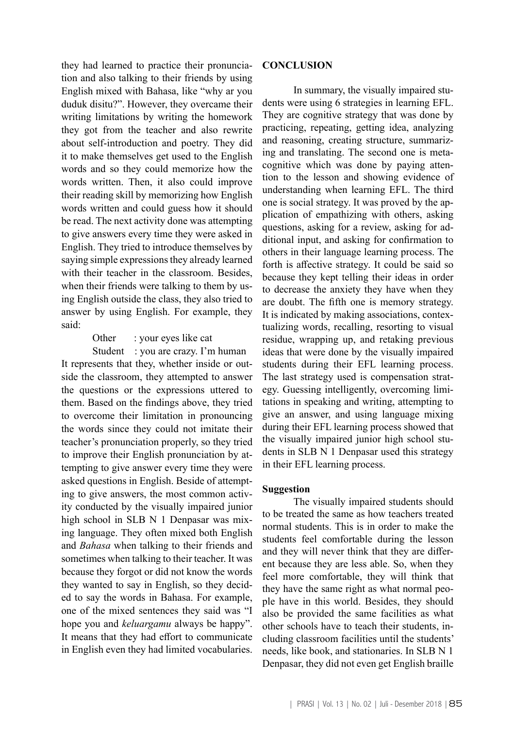they had learned to practice their pronunciation and also talking to their friends by using English mixed with Bahasa, like "why ar you duduk disitu?". However, they overcame their writing limitations by writing the homework they got from the teacher and also rewrite about self-introduction and poetry. They did it to make themselves get used to the English words and so they could memorize how the words written. Then, it also could improve their reading skill by memorizing how English words written and could guess how it should be read. The next activity done was attempting to give answers every time they were asked in English. They tried to introduce themselves by saying simple expressions they already learned with their teacher in the classroom. Besides, when their friends were talking to them by using English outside the class, they also tried to answer by using English. For example, they said:

Other : your eyes like cat

Student : you are crazy. I'm human

It represents that they, whether inside or outside the classroom, they attempted to answer the questions or the expressions uttered to them. Based on the findings above, they tried to overcome their limitation in pronouncing the words since they could not imitate their teacher's pronunciation properly, so they tried to improve their English pronunciation by attempting to give answer every time they were asked questions in English. Beside of attempting to give answers, the most common activity conducted by the visually impaired junior high school in SLB N 1 Denpasar was mixing language. They often mixed both English and *Bahasa* when talking to their friends and sometimes when talking to their teacher. It was because they forgot or did not know the words they wanted to say in English, so they decided to say the words in Bahasa. For example, one of the mixed sentences they said was "I hope you and *keluargamu* always be happy". It means that they had effort to communicate in English even they had limited vocabularies.

## CONCLUSION

In summary, the visually impaired students were using 6 strategies in learning EFL. They are cognitive strategy that was done by practicing, repeating, getting idea, analyzing and reasoning, creating structure, summarizing and translating. The second one is metacognitive which was done by paying attention to the lesson and showing evidence of understanding when learning EFL. The third one is social strategy. It was proved by the application of empathizing with others, asking questions, asking for a review, asking for additional input, and asking for confirmation to others in their language learning process. The forth is affective strategy. It could be said so because they kept telling their ideas in order to decrease the anxiety they have when they are doubt. The fifth one is memory strategy. It is indicated by making associations, contextualizing words, recalling, resorting to visual residue, wrapping up, and retaking previous ideas that were done by the visually impaired students during their EFL learning process. The last strategy used is compensation strategy. Guessing intelligently, overcoming limitations in speaking and writing, attempting to give an answer, and using language mixing during their EFL learning process showed that the visually impaired junior high school students in SLB N 1 Denpasar used this strategy in their EFL learning process.

### Suggestion

The visually impaired students should to be treated the same as how teachers treated normal students. This is in order to make the students feel comfortable during the lesson and they will never think that they are different because they are less able. So, when they feel more comfortable, they will think that they have the same right as what normal people have in this world. Besides, they should also be provided the same facilities as what other schools have to teach their students, including classroom facilities until the students' needs, like book, and stationaries. In SLB N 1 Denpasar, they did not even get English braille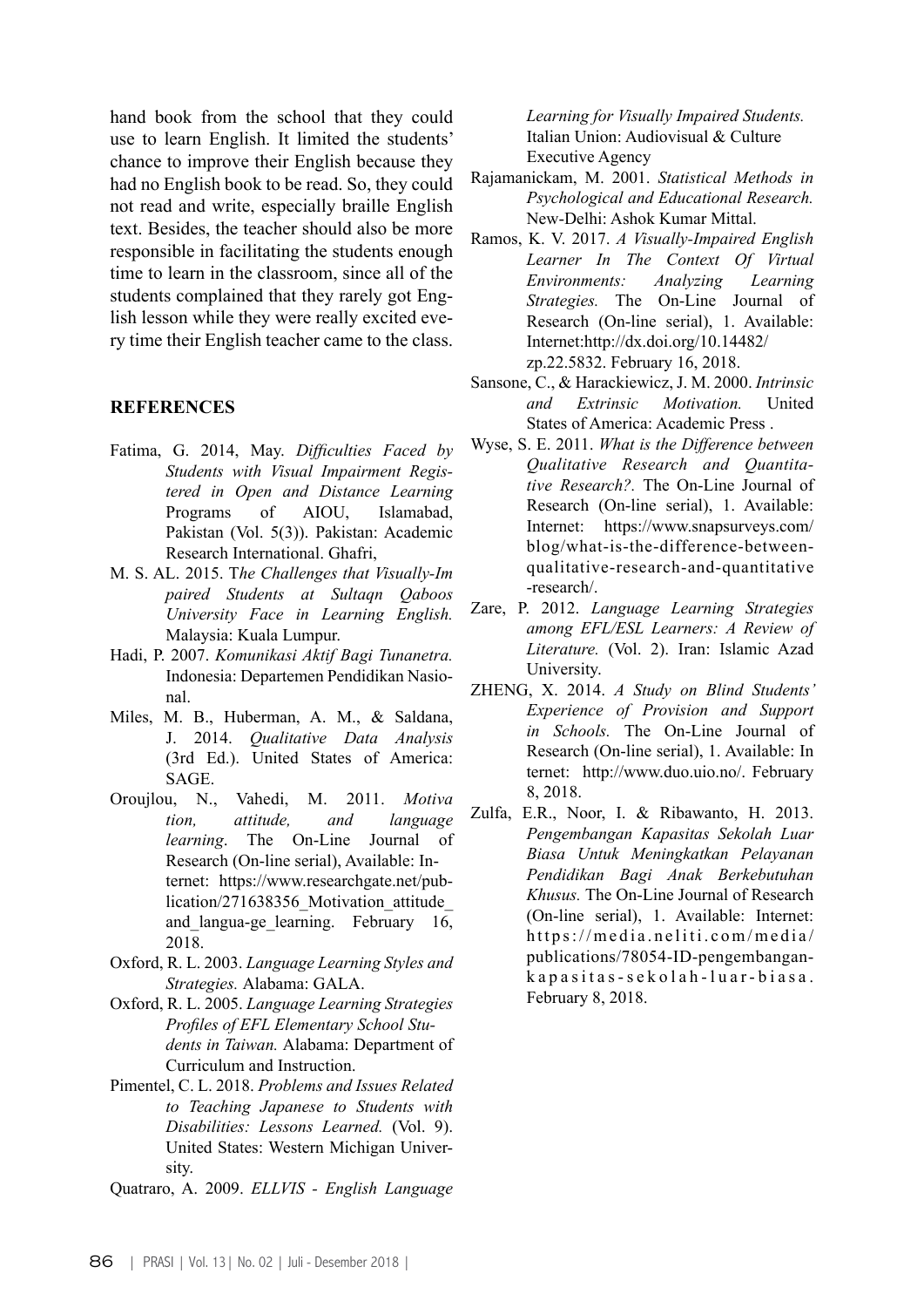hand book from the school that they could use to learn English. It limited the students' chance to improve their English because they had no English book to be read. So, they could not read and write, especially braille English text. Besides, the teacher should also be more responsible in facilitating the students enough time to learn in the classroom, since all of the students complained that they rarely got English lesson while they were really excited every time their English teacher came to the class.

## REFERENCES

Fatima, G. 2014, May. *Difficulties Faced by Students with Visual Impairment Registered in Open and Distance Learning* Programs of AIOU, Islamabad, Pakistan (Vol. 5(3)). Pakistan: Academic Research International. Ghafri,

M. S. AL. 2015. T*he Challenges that Visually-Im paired Students at Sultaqn Qaboos University Face in Learning English.* Malaysia: Kuala Lumpur.

Hadi, P. 2007. *Komunikasi Aktif Bagi Tunanetra.* Indonesia: Departemen Pendidikan Nasional.

Miles, M. B., Huberman, A. M., & Saldana, J. 2014. *Qualitative Data Analysis* (3rd Ed.). United States of America: SAGE.

Oroujlou, N., Vahedi, M. 2011. *Motiva tion, attitude, and language learning*. The On-Line Journal of Research (On-line serial), Available: Internet: https://www.researchgate.net/publication/271638356_Motivation_attitude_and_langua-ge_learning. February 16, 2018.

Oxford, R. L. 2003. *Language Learning Styles and Strategies.* Alabama: GALA.

Oxford, R. L. 2005. *Language Learning Strategies Profiles of EFL Elementary School Students in Taiwan.* Alabama: Department of Curriculum and Instruction.

Pimentel, C. L. 2018. *Problems and Issues Related to Teaching Japanese to Students with Disabilities: Lessons Learned.* (Vol. 9). United States: Western Michigan University.

Quatraro, A. 2009. *ELLVIS - English Language Learning for Visually Impaired Students.* Italian Union: Audiovisual & Culture Executive Agency

Rajamanickam, M. 2001. *Statistical Methods in Psychological and Educational Research.* New-Delhi: Ashok Kumar Mittal.

Ramos, K. V. 2017. *A Visually-Impaired English Learner In The Context Of Virtual Environments: Analyzing Learning Strategies.* The On-Line Journal of Research (On-line serial), 1. Available: Internet:http://dx.doi.org/10.14482/zp.22.5832. February 16, 2018.

Sansone, C., & Harackiewicz, J. M. 2000. *Intrinsic and Extrinsic Motivation.* United States of America: Academic Press .

Wyse, S. E. 2011. *What is the Difference between Qualitative Research and Quantitative Research?.* The On-Line Journal of Research (On-line serial), 1. Available: Internet: https://www.snapsurveys.com/blog/what-is-the-difference-between-qualitative-research-and-quantitative-research/.

Zare, P. 2012. *Language Learning Strategies among EFL/ESL Learners: A Review of Literature.* (Vol. 2). Iran: Islamic Azad University.

ZHENG, X. 2014. *A Study on Blind Students' Experience of Provision and Support in Schools.* The On-Line Journal of Research (On-line serial), 1. Available: Internet: http://www.duo.uio.no/. February 8, 2018.

Zulfa, E.R., Noor, I. & Ribawanto, H. 2013. *Pengembangan Kapasitas Sekolah Luar Biasa Untuk Meningkatkan Pelayanan Pendidikan Bagi Anak Berkebutuhan Khusus.* The On-Line Journal of Research (On-line serial), 1. Available: Internet: https://media.neliti.com/media/publications/78054-ID-pengembangan-kapasitas-sekolah-luar-biasa. February 8, 2018.